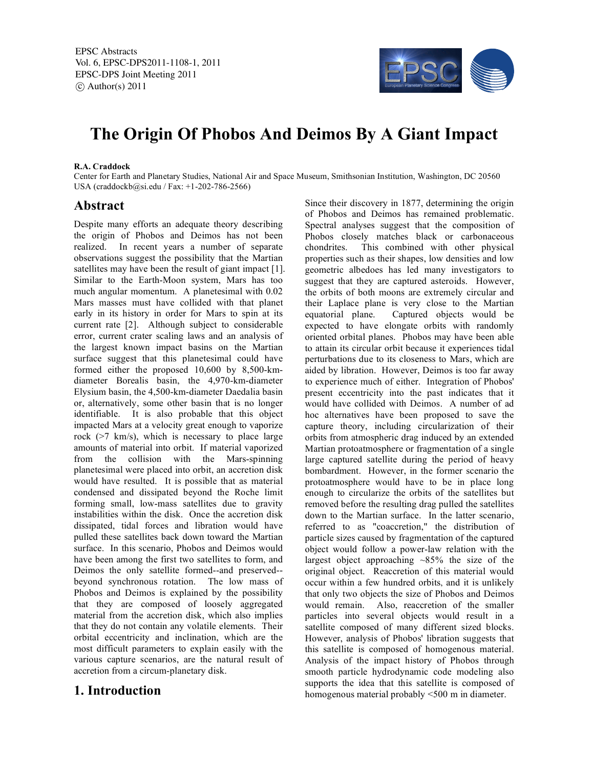# The Origin Of Phobos And Deimos By A Giant Impact

**R.A. Craddock**

Center for Earth and Planetary Studies, National Air and Space Museum, Smithsonian Institution, Washington, DC 20560 USA (craddockb@si.edu / Fax: +1-202-786-2566)

## Abstract

Despite many efforts an adequate theory describing the origin of Phobos and Deimos has not been realized. In recent years a number of separate observations suggest the possibility that the Martian satellites may have been the result of giant impact [1]. Similar to the Earth-Moon system, Mars has too much angular momentum. A planetesimal with 0.02 Mars masses must have collided with that planet early in its history in order for Mars to spin at its current rate [2]. Although subject to considerable error, current crater scaling laws and an analysis of the largest known impact basins on the Martian surface suggest that this planetesimal could have formed either the proposed 10,600 by 8,500-km-diameter Borealis basin, the 4,970-km-diameter Elysium basin, the 4,500-km-diameter Daedalia basin or, alternatively, some other basin that is no longer identifiable. It is also probable that this object impacted Mars at a velocity great enough to vaporize rock (>7 km/s), which is necessary to place large amounts of material into orbit. If material vaporized from the collision with the Mars-spinning planetesimal were placed into orbit, an accretion disk would have resulted. It is possible that as material condensed and dissipated beyond the Roche limit forming small, low-mass satellites due to gravity instabilities within the disk. Once the accretion disk dissipated, tidal forces and libration would have pulled these satellites back down toward the Martian surface. In this scenario, Phobos and Deimos would have been among the first two satellites to form, and Deimos the only satellite formed--and preserved--beyond synchronous rotation. The low mass of Phobos and Deimos is explained by the possibility that they are composed of loosely aggregated material from the accretion disk, which also implies that they do not contain any volatile elements. Their orbital eccentricity and inclination, which are the most difficult parameters to explain easily with the various capture scenarios, are the natural result of accretion from a circum-planetary disk.

## 1. Introduction

Since their discovery in 1877, determining the origin of Phobos and Deimos has remained problematic. Spectral analyses suggest that the composition of Phobos closely matches black or carbonaceous chondrites. This combined with other physical properties such as their shapes, low densities and low geometric albedoes has led many investigators to suggest that they are captured asteroids. However, the orbits of both moons are extremely circular and their Laplace plane is very close to the Martian equatorial plane. Captured objects would be expected to have elongate orbits with randomly oriented orbital planes. Phobos may have been able to attain its circular orbit because it experiences tidal perturbations due to its closeness to Mars, which are aided by libration. However, Deimos is too far away to experience much of either. Integration of Phobos' present eccentricity into the past indicates that it would have collided with Deimos. A number of ad hoc alternatives have been proposed to save the capture theory, including circularization of their orbits from atmospheric drag induced by an extended Martian protoatmosphere or fragmentation of a single large captured satellite during the period of heavy bombardment. However, in the former scenario the protoatmosphere would have to be in place long enough to circularize the orbits of the satellites but removed before the resulting drag pulled the satellites down to the Martian surface. In the latter scenario, referred to as "coaccretion," the distribution of particle sizes caused by fragmentation of the captured object would follow a power-law relation with the largest object approaching ~85% the size of the original object. Reaccretion of this material would occur within a few hundred orbits, and it is unlikely that only two objects the size of Phobos and Deimos would remain. Also, reaccretion of the smaller particles into several objects would result in a satellite composed of many different sized blocks. However, analysis of Phobos' libration suggests that this satellite is composed of homogenous material. Analysis of the impact history of Phobos through smooth particle hydrodynamic code modeling also supports the idea that this satellite is composed of homogenous material probably <500 m in diameter.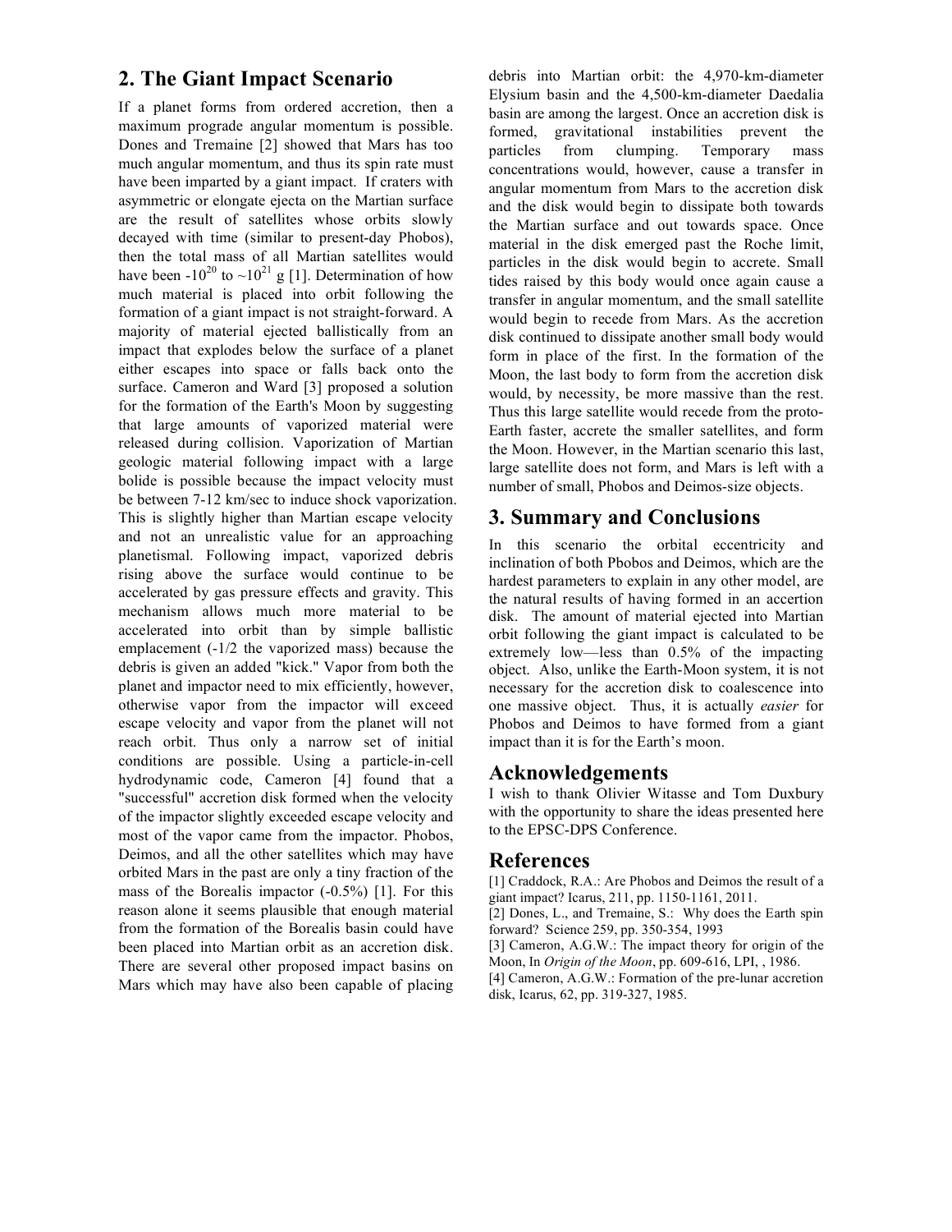## 2. The Giant Impact Scenario

If a planet forms from ordered accretion, then a maximum prograde angular momentum is possible. Dones and Tremaine [2] showed that Mars has too much angular momentum, and thus its spin rate must have been imparted by a giant impact. If craters with asymmetric or elongate ejecta on the Martian surface are the result of satellites whose orbits slowly decayed with time (similar to present-day Phobos), then the total mass of all Martian satellites would have been -$10^{20}$ to ~$10^{21}$ g [1]. Determination of how much material is placed into orbit following the formation of a giant impact is not straight-forward. A majority of material ejected ballistically from an impact that explodes below the surface of a planet either escapes into space or falls back onto the surface. Cameron and Ward [3] proposed a solution for the formation of the Earth's Moon by suggesting that large amounts of vaporized material were released during collision. Vaporization of Martian geologic material following impact with a large bolide is possible because the impact velocity must be between 7-12 km/sec to induce shock vaporization. This is slightly higher than Martian escape velocity and not an unrealistic value for an approaching planetismal. Following impact, vaporized debris rising above the surface would continue to be accelerated by gas pressure effects and gravity. This mechanism allows much more material to be accelerated into orbit than by simple ballistic emplacement (-1/2 the vaporized mass) because the debris is given an added "kick." Vapor from both the planet and impactor need to mix efficiently, however, otherwise vapor from the impactor will exceed escape velocity and vapor from the planet will not reach orbit. Thus only a narrow set of initial conditions are possible. Using a particle-in-cell hydrodynamic code, Cameron [4] found that a "successful" accretion disk formed when the velocity of the impactor slightly exceeded escape velocity and most of the vapor came from the impactor. Phobos, Deimos, and all the other satellites which may have orbited Mars in the past are only a tiny fraction of the mass of the Borealis impactor (-0.5%) [1]. For this reason alone it seems plausible that enough material from the formation of the Borealis basin could have been placed into Martian orbit as an accretion disk. There are several other proposed impact basins on Mars which may have also been capable of placing debris into Martian orbit: the 4,970-km-diameter Elysium basin and the 4,500-km-diameter Daedalia basin are among the largest. Once an accretion disk is formed, gravitational instabilities prevent the particles from clumping. Temporary mass concentrations would, however, cause a transfer in angular momentum from Mars to the accretion disk and the disk would begin to dissipate both towards the Martian surface and out towards space. Once material in the disk emerged past the Roche limit, particles in the disk would begin to accrete. Small tides raised by this body would once again cause a transfer in angular momentum, and the small satellite would begin to recede from Mars. As the accretion disk continued to dissipate another small body would form in place of the first. In the formation of the Moon, the last body to form from the accretion disk would, by necessity, be more massive than the rest. Thus this large satellite would recede from the proto-Earth faster, accrete the smaller satellites, and form the Moon. However, in the Martian scenario this last, large satellite does not form, and Mars is left with a number of small, Phobos and Deimos-size objects.

## 3. Summary and Conclusions

In this scenario the orbital eccentricity and inclination of both Pbobos and Deimos, which are the hardest parameters to explain in any other model, are the natural results of having formed in an accertion disk. The amount of material ejected into Martian orbit following the giant impact is calculated to be extremely low—less than 0.5% of the impacting object. Also, unlike the Earth-Moon system, it is not necessary for the accretion disk to coalescence into one massive object. Thus, it is actually *easier* for Phobos and Deimos to have formed from a giant impact than it is for the Earth's moon.

## Acknowledgements

I wish to thank Olivier Witasse and Tom Duxbury with the opportunity to share the ideas presented here to the EPSC-DPS Conference.

## References

[1] Craddock, R.A.: Are Phobos and Deimos the result of a giant impact? Icarus, 211, pp. 1150-1161, 2011.

[2] Dones, L., and Tremaine, S.: Why does the Earth spin forward? Science 259, pp. 350-354, 1993

[3] Cameron, A.G.W.: The impact theory for origin of the Moon, In *Origin of the Moon*, pp. 609-616, LPI, , 1986.

[4] Cameron, A.G.W.: Formation of the pre-lunar accretion disk, Icarus, 62, pp. 319-327, 1985.